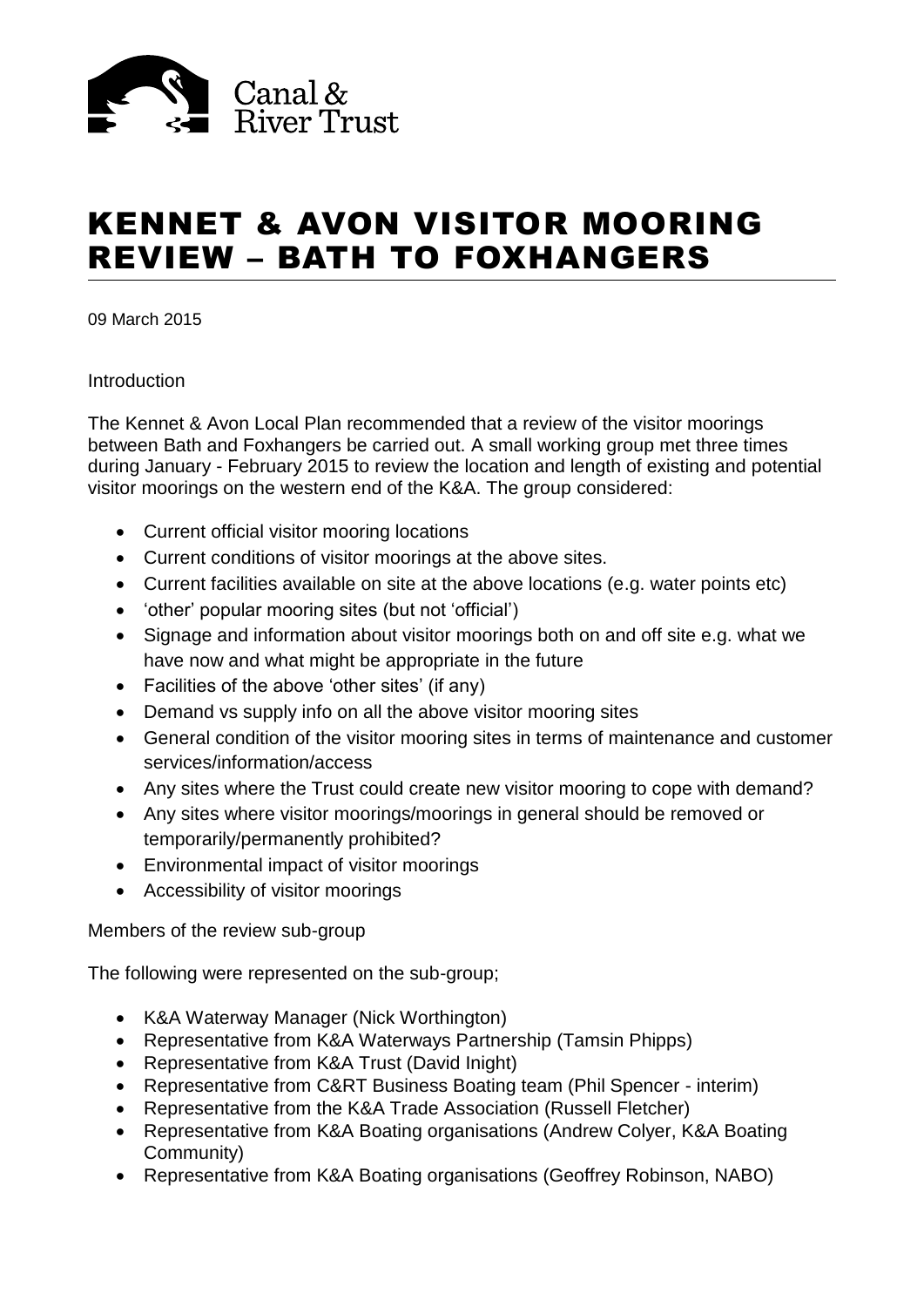Canal & River Trust

# KENNET & AVON VISITOR MOORING REVIEW – BATH TO FOXHANGERS

09 March 2015

Introduction

The Kennet & Avon Local Plan recommended that a review of the visitor moorings between Bath and Foxhangers be carried out. A small working group met three times during January - February 2015 to review the location and length of existing and potential visitor moorings on the western end of the K&A. The group considered:

- Current official visitor mooring locations
- Current conditions of visitor moorings at the above sites.
- Current facilities available on site at the above locations (e.g. water points etc)
- 'other' popular mooring sites (but not 'official')
- Signage and information about visitor moorings both on and off site e.g. what we have now and what might be appropriate in the future
- Facilities of the above 'other sites' (if any)
- Demand vs supply info on all the above visitor mooring sites
- General condition of the visitor mooring sites in terms of maintenance and customer services/information/access
- Any sites where the Trust could create new visitor mooring to cope with demand?
- Any sites where visitor moorings/moorings in general should be removed or temporarily/permanently prohibited?
- Environmental impact of visitor moorings
- Accessibility of visitor moorings

Members of the review sub-group

The following were represented on the sub-group;

- K&A Waterway Manager (Nick Worthington)
- Representative from K&A Waterways Partnership (Tamsin Phipps)
- Representative from K&A Trust (David Inight)
- Representative from C&RT Business Boating team (Phil Spencer - interim)
- Representative from the K&A Trade Association (Russell Fletcher)
- Representative from K&A Boating organisations (Andrew Colyer, K&A Boating Community)
- Representative from K&A Boating organisations (Geoffrey Robinson, NABO)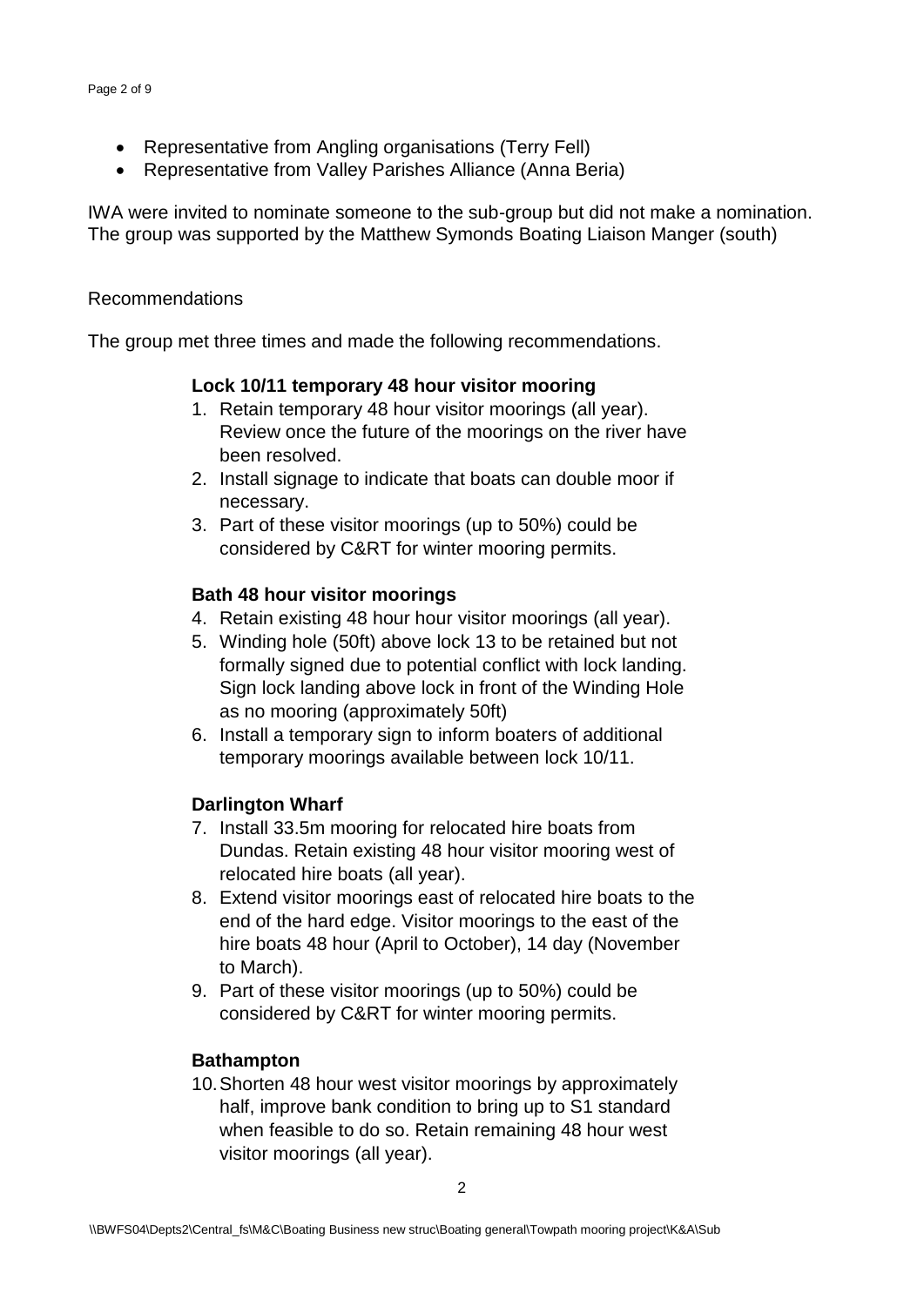- Representative from Angling organisations (Terry Fell)
- Representative from Valley Parishes Alliance (Anna Beria)

IWA were invited to nominate someone to the sub-group but did not make a nomination. The group was supported by the Matthew Symonds Boating Liaison Manger (south)

Recommendations

The group met three times and made the following recommendations.

**Lock 10/11 temporary 48 hour visitor mooring**

1. Retain temporary 48 hour visitor moorings (all year). Review once the future of the moorings on the river have been resolved.
2. Install signage to indicate that boats can double moor if necessary.
3. Part of these visitor moorings (up to 50%) could be considered by C&RT for winter mooring permits.

**Bath 48 hour visitor moorings**

4. Retain existing 48 hour hour visitor moorings (all year).
5. Winding hole (50ft) above lock 13 to be retained but not formally signed due to potential conflict with lock landing. Sign lock landing above lock in front of the Winding Hole as no mooring (approximately 50ft)
6. Install a temporary sign to inform boaters of additional temporary moorings available between lock 10/11.

**Darlington Wharf**

7. Install 33.5m mooring for relocated hire boats from Dundas. Retain existing 48 hour visitor mooring west of relocated hire boats (all year).
8. Extend visitor moorings east of relocated hire boats to the end of the hard edge. Visitor moorings to the east of the hire boats 48 hour (April to October), 14 day (November to March).
9. Part of these visitor moorings (up to 50%) could be considered by C&RT for winter mooring permits.

**Bathampton**

10. Shorten 48 hour west visitor moorings by approximately half, improve bank condition to bring up to S1 standard when feasible to do so. Retain remaining 48 hour west visitor moorings (all year).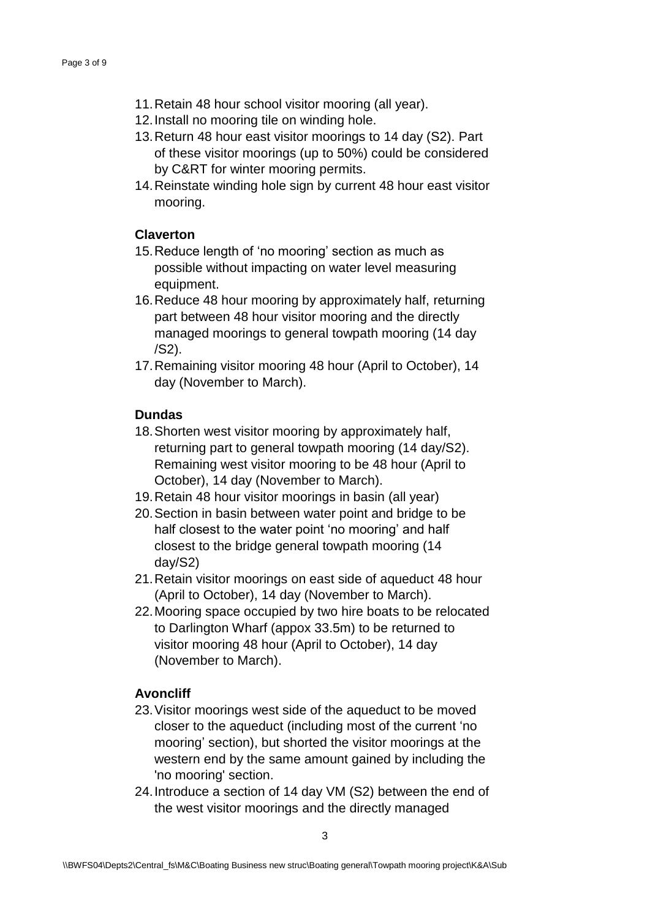11. Retain 48 hour school visitor mooring (all year).
12. Install no mooring tile on winding hole.
13. Return 48 hour east visitor moorings to 14 day (S2). Part of these visitor moorings (up to 50%) could be considered by C&RT for winter mooring permits.
14. Reinstate winding hole sign by current 48 hour east visitor mooring.

**Claverton**

15. Reduce length of 'no mooring' section as much as possible without impacting on water level measuring equipment.
16. Reduce 48 hour mooring by approximately half, returning part between 48 hour visitor mooring and the directly managed moorings to general towpath mooring (14 day /S2).
17. Remaining visitor mooring 48 hour (April to October), 14 day (November to March).

**Dundas**

18. Shorten west visitor mooring by approximately half, returning part to general towpath mooring (14 day/S2). Remaining west visitor mooring to be 48 hour (April to October), 14 day (November to March).
19. Retain 48 hour visitor moorings in basin (all year)
20. Section in basin between water point and bridge to be half closest to the water point 'no mooring' and half closest to the bridge general towpath mooring (14 day/S2)
21. Retain visitor moorings on east side of aqueduct 48 hour (April to October), 14 day (November to March).
22. Mooring space occupied by two hire boats to be relocated to Darlington Wharf (appox 33.5m) to be returned to visitor mooring 48 hour (April to October), 14 day (November to March).

**Avoncliff**

23. Visitor moorings west side of the aqueduct to be moved closer to the aqueduct (including most of the current 'no mooring' section), but shorted the visitor moorings at the western end by the same amount gained by including the 'no mooring' section.
24. Introduce a section of 14 day VM (S2) between the end of the west visitor moorings and the directly managed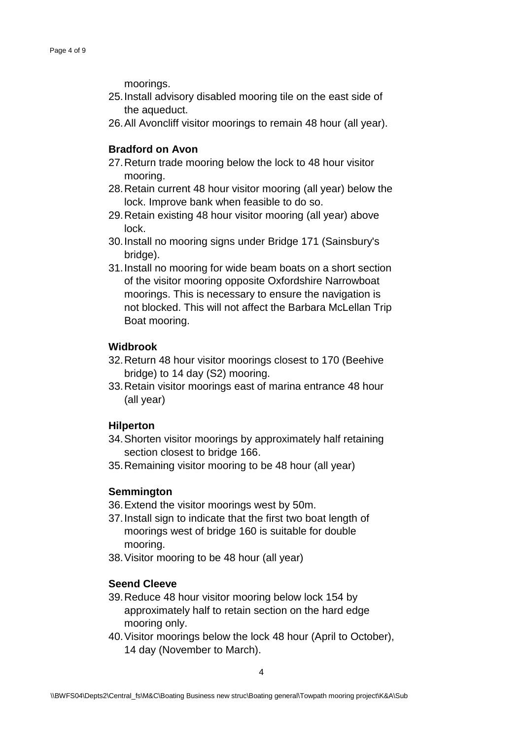moorings.

25. Install advisory disabled mooring tile on the east side of the aqueduct.
26. All Avoncliff visitor moorings to remain 48 hour (all year).

**Bradford on Avon**

27. Return trade mooring below the lock to 48 hour visitor mooring.
28. Retain current 48 hour visitor mooring (all year) below the lock. Improve bank when feasible to do so.
29. Retain existing 48 hour visitor mooring (all year) above lock.
30. Install no mooring signs under Bridge 171 (Sainsbury's bridge).
31. Install no mooring for wide beam boats on a short section of the visitor mooring opposite Oxfordshire Narrowboat moorings. This is necessary to ensure the navigation is not blocked. This will not affect the Barbara McLellan Trip Boat mooring.

**Widbrook**

32. Return 48 hour visitor moorings closest to 170 (Beehive bridge) to 14 day (S2) mooring.
33. Retain visitor moorings east of marina entrance 48 hour (all year)

**Hilperton**

34. Shorten visitor moorings by approximately half retaining section closest to bridge 166.
35. Remaining visitor mooring to be 48 hour (all year)

**Semmington**

36. Extend the visitor moorings west by 50m.
37. Install sign to indicate that the first two boat length of moorings west of bridge 160 is suitable for double mooring.
38. Visitor mooring to be 48 hour (all year)

**Seend Cleeve**

39. Reduce 48 hour visitor mooring below lock 154 by approximately half to retain section on the hard edge mooring only.
40. Visitor moorings below the lock 48 hour (April to October), 14 day (November to March).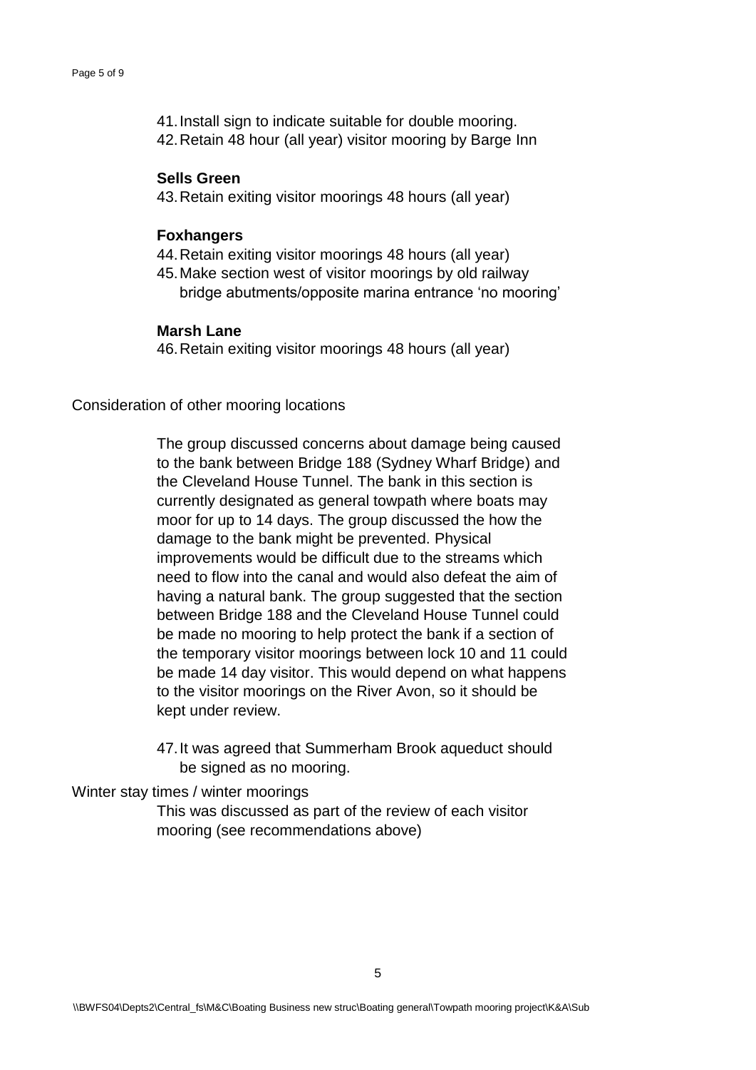41. Install sign to indicate suitable for double mooring.
42. Retain 48 hour (all year) visitor mooring by Barge Inn

**Sells Green**

43. Retain exiting visitor moorings 48 hours (all year)

**Foxhangers**

44. Retain exiting visitor moorings 48 hours (all year)
45. Make section west of visitor moorings by old railway bridge abutments/opposite marina entrance 'no mooring'

**Marsh Lane**

46. Retain exiting visitor moorings 48 hours (all year)

Consideration of other mooring locations

The group discussed concerns about damage being caused to the bank between Bridge 188 (Sydney Wharf Bridge) and the Cleveland House Tunnel. The bank in this section is currently designated as general towpath where boats may moor for up to 14 days. The group discussed the how the damage to the bank might be prevented. Physical improvements would be difficult due to the streams which need to flow into the canal and would also defeat the aim of having a natural bank. The group suggested that the section between Bridge 188 and the Cleveland House Tunnel could be made no mooring to help protect the bank if a section of the temporary visitor moorings between lock 10 and 11 could be made 14 day visitor. This would depend on what happens to the visitor moorings on the River Avon, so it should be kept under review.

47. It was agreed that Summerham Brook aqueduct should be signed as no mooring.

Winter stay times / winter moorings

This was discussed as part of the review of each visitor mooring (see recommendations above)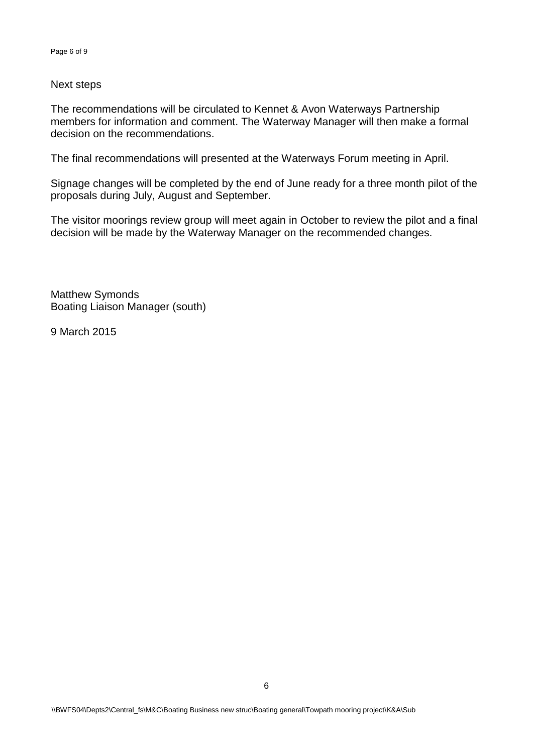## Next steps

The recommendations will be circulated to Kennet & Avon Waterways Partnership members for information and comment. The Waterway Manager will then make a formal decision on the recommendations.

The final recommendations will presented at the Waterways Forum meeting in April.

Signage changes will be completed by the end of June ready for a three month pilot of the proposals during July, August and September.

The visitor moorings review group will meet again in October to review the pilot and a final decision will be made by the Waterway Manager on the recommended changes.

Matthew Symonds
Boating Liaison Manager (south)

9 March 2015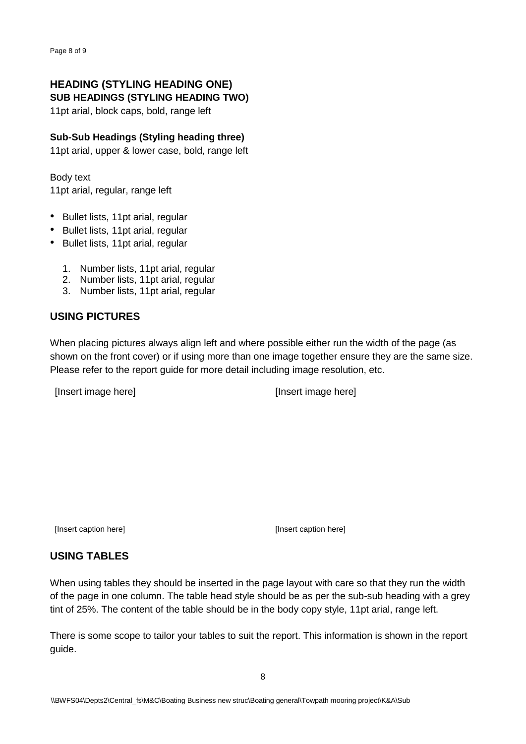# HEADING (STYLING HEADING ONE)

## SUB HEADINGS (STYLING HEADING TWO)

11pt arial, block caps, bold, range left

### Sub-Sub Headings (Styling heading three)

11pt arial, upper & lower case, bold, range left

Body text
11pt arial, regular, range left

- Bullet lists, 11pt arial, regular
- Bullet lists, 11pt arial, regular
- Bullet lists, 11pt arial, regular

1. Number lists, 11pt arial, regular
2. Number lists, 11pt arial, regular
3. Number lists, 11pt arial, regular

## USING PICTURES

When placing pictures always align left and where possible either run the width of the page (as shown on the front cover) or if using more than one image together ensure they are the same size. Please refer to the report guide for more detail including image resolution, etc.

[Insert image here]

[Insert image here]

[Insert caption here]

[Insert caption here]

## USING TABLES

When using tables they should be inserted in the page layout with care so that they run the width of the page in one column. The table head style should be as per the sub-sub heading with a grey tint of 25%. The content of the table should be in the body copy style, 11pt arial, range left.

There is some scope to tailor your tables to suit the report. This information is shown in the report guide.

\\BWFS04\Depts2\Central_fs\M&C\Boating Business new struc\Boating general\Towpath mooring project\K&A\Sub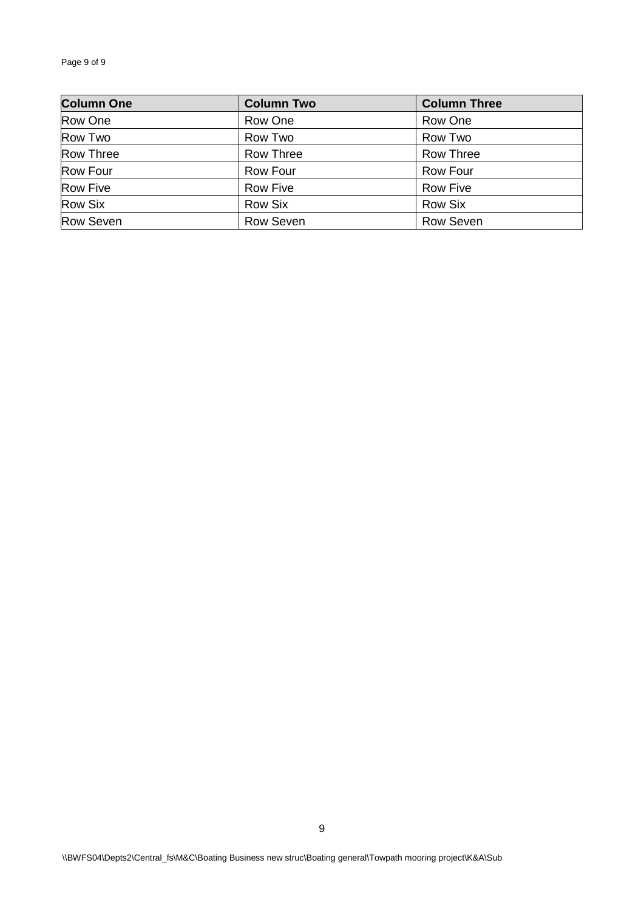| Column One | Column Two | Column Three |
| --- | --- | --- |
| Row One | Row One | Row One |
| Row Two | Row Two | Row Two |
| Row Three | Row Three | Row Three |
| Row Four | Row Four | Row Four |
| Row Five | Row Five | Row Five |
| Row Six | Row Six | Row Six |
| Row Seven | Row Seven | Row Seven |